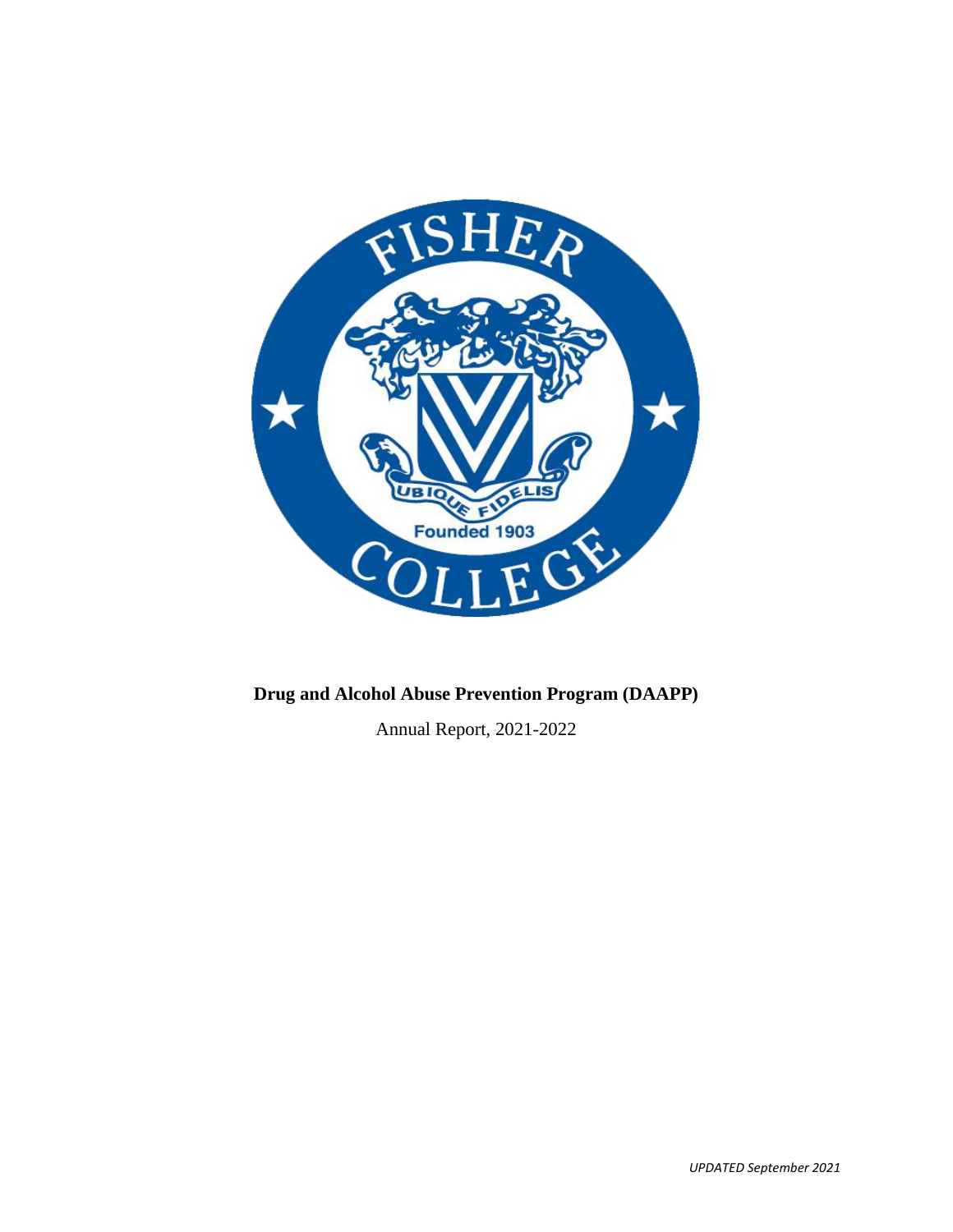**Drug and Alcohol Abuse Prevention Program (DAAPP)**

Annual Report, 2021-2022

*UPDATED September 2021*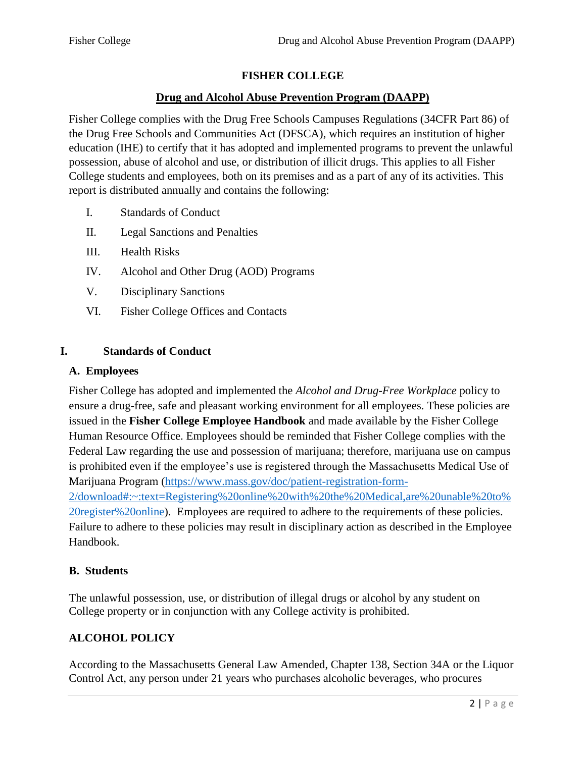# FISHER COLLEGE

## Drug and Alcohol Abuse Prevention Program (DAAPP)

Fisher College complies with the Drug Free Schools Campuses Regulations (34CFR Part 86) of the Drug Free Schools and Communities Act (DFSCA), which requires an institution of higher education (IHE) to certify that it has adopted and implemented programs to prevent the unlawful possession, abuse of alcohol and use, or distribution of illicit drugs. This applies to all Fisher College students and employees, both on its premises and as a part of any of its activities. This report is distributed annually and contains the following:

I. Standards of Conduct

II. Legal Sanctions and Penalties

III. Health Risks

IV. Alcohol and Other Drug (AOD) Programs

V. Disciplinary Sanctions

VI. Fisher College Offices and Contacts

## I. Standards of Conduct

### A. Employees

Fisher College has adopted and implemented the *Alcohol and Drug-Free Workplace* policy to ensure a drug-free, safe and pleasant working environment for all employees. These policies are issued in the **Fisher College Employee Handbook** and made available by the Fisher College Human Resource Office. Employees should be reminded that Fisher College complies with the Federal Law regarding the use and possession of marijuana; therefore, marijuana use on campus is prohibited even if the employee's use is registered through the Massachusetts Medical Use of Marijuana Program ([https://www.mass.gov/doc/patient-registration-form-2/download#:~:text=Registering%20online%20with%20the%20Medical,are%20unable%20to%20register%20online](https://www.mass.gov/doc/patient-registration-form-2/download#:~:text=Registering%20online%20with%20the%20Medical,are%20unable%20to%20register%20online)). Employees are required to adhere to the requirements of these policies. Failure to adhere to these policies may result in disciplinary action as described in the Employee Handbook.

### B. Students

The unlawful possession, use, or distribution of illegal drugs or alcohol by any student on College property or in conjunction with any College activity is prohibited.

### ALCOHOL POLICY

According to the Massachusetts General Law Amended, Chapter 138, Section 34A or the Liquor Control Act, any person under 21 years who purchases alcoholic beverages, who procures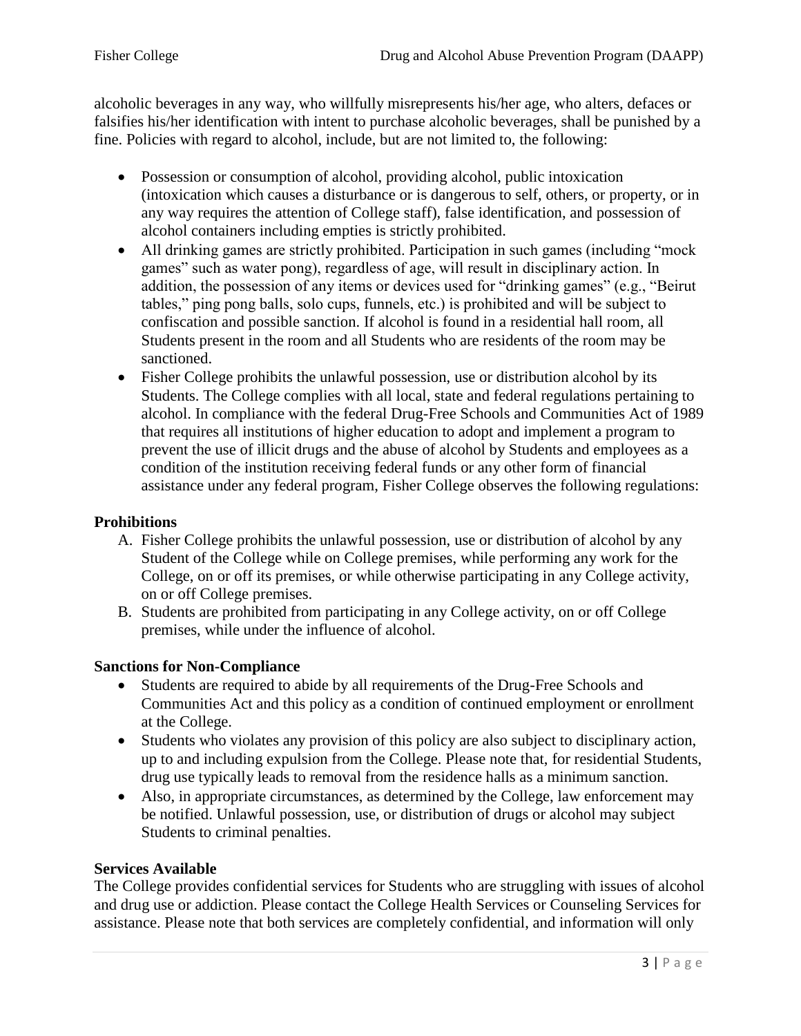alcoholic beverages in any way, who willfully misrepresents his/her age, who alters, defaces or falsifies his/her identification with intent to purchase alcoholic beverages, shall be punished by a fine. Policies with regard to alcohol, include, but are not limited to, the following:

- Possession or consumption of alcohol, providing alcohol, public intoxication (intoxication which causes a disturbance or is dangerous to self, others, or property, or in any way requires the attention of College staff), false identification, and possession of alcohol containers including empties is strictly prohibited.
- All drinking games are strictly prohibited. Participation in such games (including "mock games" such as water pong), regardless of age, will result in disciplinary action. In addition, the possession of any items or devices used for "drinking games" (e.g., "Beirut tables," ping pong balls, solo cups, funnels, etc.) is prohibited and will be subject to confiscation and possible sanction. If alcohol is found in a residential hall room, all Students present in the room and all Students who are residents of the room may be sanctioned.
- Fisher College prohibits the unlawful possession, use or distribution alcohol by its Students. The College complies with all local, state and federal regulations pertaining to alcohol. In compliance with the federal Drug-Free Schools and Communities Act of 1989 that requires all institutions of higher education to adopt and implement a program to prevent the use of illicit drugs and the abuse of alcohol by Students and employees as a condition of the institution receiving federal funds or any other form of financial assistance under any federal program, Fisher College observes the following regulations:

**Prohibitions**

A. Fisher College prohibits the unlawful possession, use or distribution of alcohol by any Student of the College while on College premises, while performing any work for the College, on or off its premises, or while otherwise participating in any College activity, on or off College premises.
B. Students are prohibited from participating in any College activity, on or off College premises, while under the influence of alcohol.

**Sanctions for Non-Compliance**

- Students are required to abide by all requirements of the Drug-Free Schools and Communities Act and this policy as a condition of continued employment or enrollment at the College.
- Students who violates any provision of this policy are also subject to disciplinary action, up to and including expulsion from the College. Please note that, for residential Students, drug use typically leads to removal from the residence halls as a minimum sanction.
- Also, in appropriate circumstances, as determined by the College, law enforcement may be notified. Unlawful possession, use, or distribution of drugs or alcohol may subject Students to criminal penalties.

**Services Available**

The College provides confidential services for Students who are struggling with issues of alcohol and drug use or addiction. Please contact the College Health Services or Counseling Services for assistance. Please note that both services are completely confidential, and information will only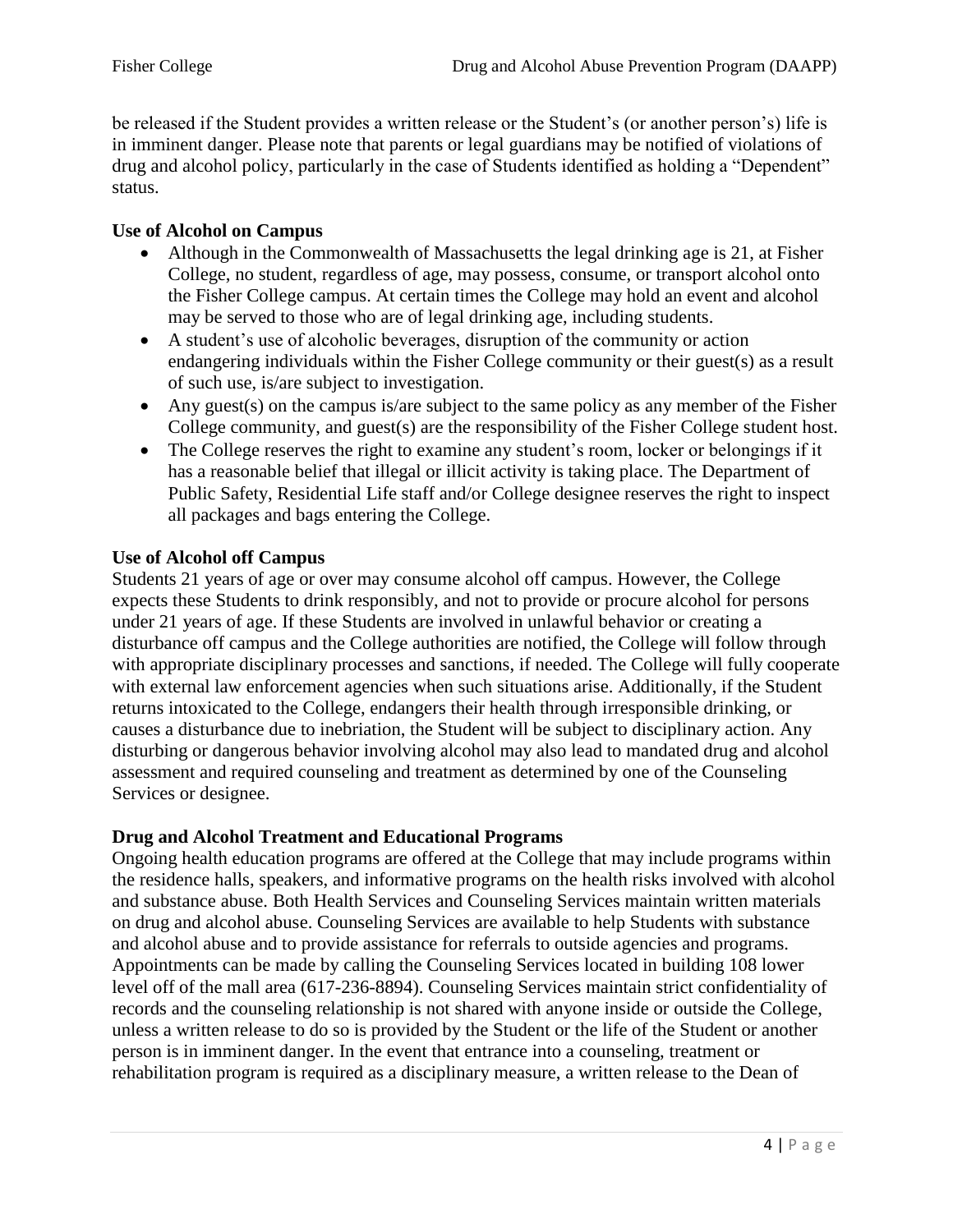be released if the Student provides a written release or the Student's (or another person's) life is in imminent danger. Please note that parents or legal guardians may be notified of violations of drug and alcohol policy, particularly in the case of Students identified as holding a "Dependent" status.

**Use of Alcohol on Campus**

- Although in the Commonwealth of Massachusetts the legal drinking age is 21, at Fisher College, no student, regardless of age, may possess, consume, or transport alcohol onto the Fisher College campus. At certain times the College may hold an event and alcohol may be served to those who are of legal drinking age, including students.
- A student's use of alcoholic beverages, disruption of the community or action endangering individuals within the Fisher College community or their guest(s) as a result of such use, is/are subject to investigation.
- Any guest(s) on the campus is/are subject to the same policy as any member of the Fisher College community, and guest(s) are the responsibility of the Fisher College student host.
- The College reserves the right to examine any student's room, locker or belongings if it has a reasonable belief that illegal or illicit activity is taking place. The Department of Public Safety, Residential Life staff and/or College designee reserves the right to inspect all packages and bags entering the College.

**Use of Alcohol off Campus**

Students 21 years of age or over may consume alcohol off campus. However, the College expects these Students to drink responsibly, and not to provide or procure alcohol for persons under 21 years of age. If these Students are involved in unlawful behavior or creating a disturbance off campus and the College authorities are notified, the College will follow through with appropriate disciplinary processes and sanctions, if needed. The College will fully cooperate with external law enforcement agencies when such situations arise. Additionally, if the Student returns intoxicated to the College, endangers their health through irresponsible drinking, or causes a disturbance due to inebriation, the Student will be subject to disciplinary action. Any disturbing or dangerous behavior involving alcohol may also lead to mandated drug and alcohol assessment and required counseling and treatment as determined by one of the Counseling Services or designee.

**Drug and Alcohol Treatment and Educational Programs**

Ongoing health education programs are offered at the College that may include programs within the residence halls, speakers, and informative programs on the health risks involved with alcohol and substance abuse. Both Health Services and Counseling Services maintain written materials on drug and alcohol abuse. Counseling Services are available to help Students with substance and alcohol abuse and to provide assistance for referrals to outside agencies and programs. Appointments can be made by calling the Counseling Services located in building 108 lower level off of the mall area (617-236-8894). Counseling Services maintain strict confidentiality of records and the counseling relationship is not shared with anyone inside or outside the College, unless a written release to do so is provided by the Student or the life of the Student or another person is in imminent danger. In the event that entrance into a counseling, treatment or rehabilitation program is required as a disciplinary measure, a written release to the Dean of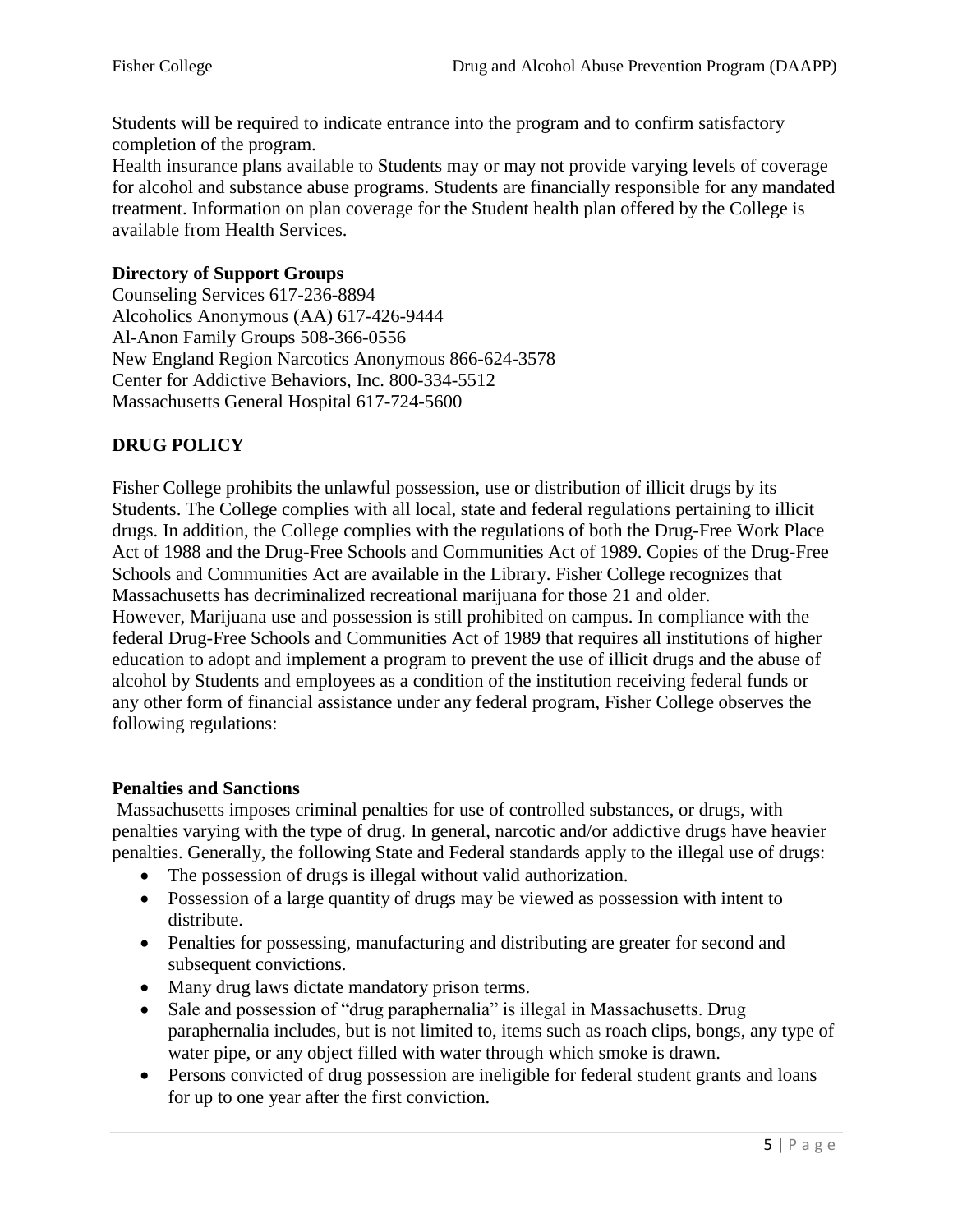Students will be required to indicate entrance into the program and to confirm satisfactory completion of the program.

Health insurance plans available to Students may or may not provide varying levels of coverage for alcohol and substance abuse programs. Students are financially responsible for any mandated treatment. Information on plan coverage for the Student health plan offered by the College is available from Health Services.

**Directory of Support Groups**

Counseling Services 617-236-8894
Alcoholics Anonymous (AA) 617-426-9444
Al-Anon Family Groups 508-366-0556
New England Region Narcotics Anonymous 866-624-3578
Center for Addictive Behaviors, Inc. 800-334-5512
Massachusetts General Hospital 617-724-5600

## DRUG POLICY

Fisher College prohibits the unlawful possession, use or distribution of illicit drugs by its Students. The College complies with all local, state and federal regulations pertaining to illicit drugs. In addition, the College complies with the regulations of both the Drug-Free Work Place Act of 1988 and the Drug-Free Schools and Communities Act of 1989. Copies of the Drug-Free Schools and Communities Act are available in the Library. Fisher College recognizes that Massachusetts has decriminalized recreational marijuana for those 21 and older.

However, Marijuana use and possession is still prohibited on campus. In compliance with the federal Drug-Free Schools and Communities Act of 1989 that requires all institutions of higher education to adopt and implement a program to prevent the use of illicit drugs and the abuse of alcohol by Students and employees as a condition of the institution receiving federal funds or any other form of financial assistance under any federal program, Fisher College observes the following regulations:

### Penalties and Sanctions

Massachusetts imposes criminal penalties for use of controlled substances, or drugs, with penalties varying with the type of drug. In general, narcotic and/or addictive drugs have heavier penalties. Generally, the following State and Federal standards apply to the illegal use of drugs:

- The possession of drugs is illegal without valid authorization.
- Possession of a large quantity of drugs may be viewed as possession with intent to distribute.
- Penalties for possessing, manufacturing and distributing are greater for second and subsequent convictions.
- Many drug laws dictate mandatory prison terms.
- Sale and possession of "drug paraphernalia" is illegal in Massachusetts. Drug paraphernalia includes, but is not limited to, items such as roach clips, bongs, any type of water pipe, or any object filled with water through which smoke is drawn.
- Persons convicted of drug possession are ineligible for federal student grants and loans for up to one year after the first conviction.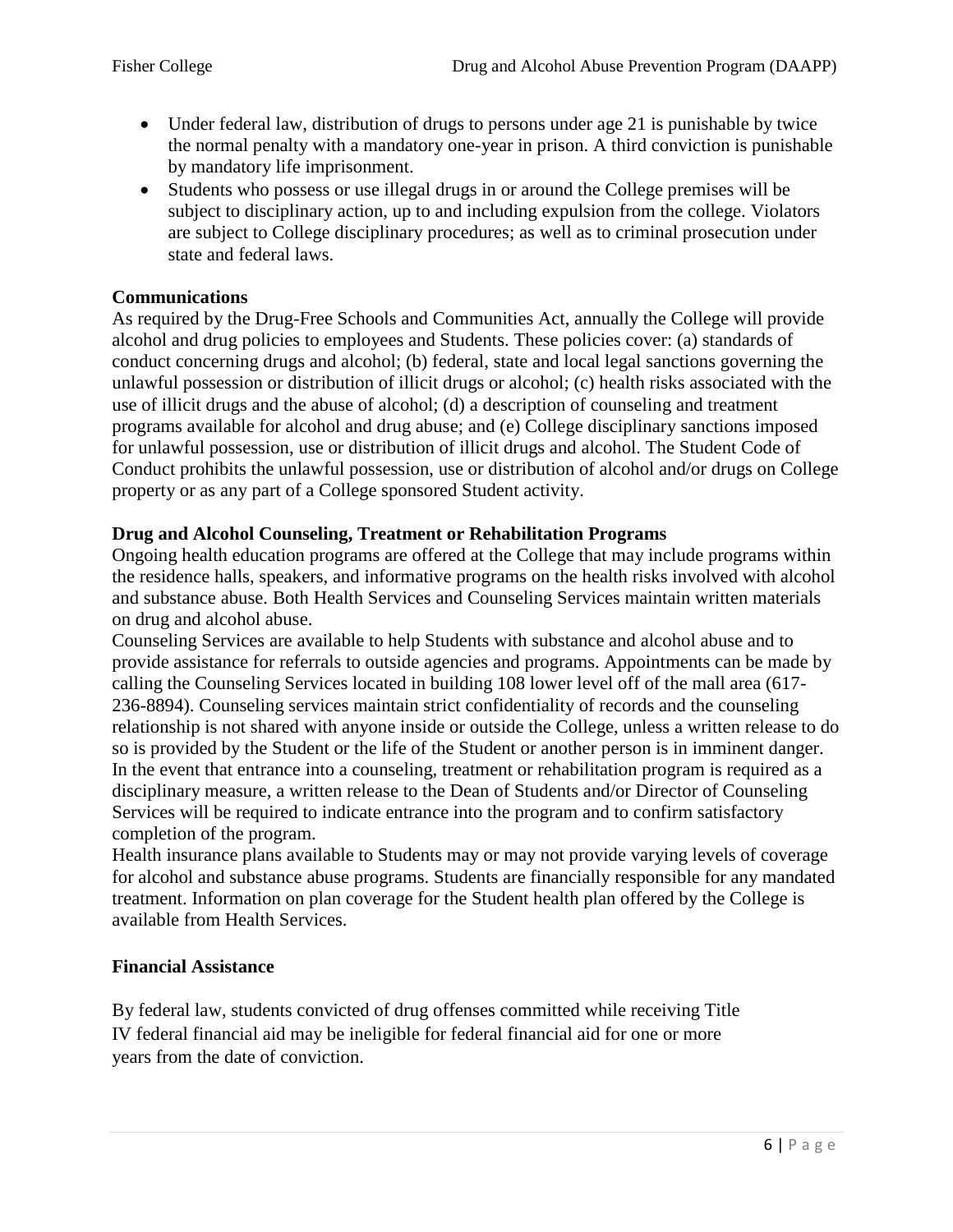- Under federal law, distribution of drugs to persons under age 21 is punishable by twice the normal penalty with a mandatory one-year in prison. A third conviction is punishable by mandatory life imprisonment.
- Students who possess or use illegal drugs in or around the College premises will be subject to disciplinary action, up to and including expulsion from the college. Violators are subject to College disciplinary procedures; as well as to criminal prosecution under state and federal laws.

**Communications**

As required by the Drug-Free Schools and Communities Act, annually the College will provide alcohol and drug policies to employees and Students. These policies cover: (a) standards of conduct concerning drugs and alcohol; (b) federal, state and local legal sanctions governing the unlawful possession or distribution of illicit drugs or alcohol; (c) health risks associated with the use of illicit drugs and the abuse of alcohol; (d) a description of counseling and treatment programs available for alcohol and drug abuse; and (e) College disciplinary sanctions imposed for unlawful possession, use or distribution of illicit drugs and alcohol. The Student Code of Conduct prohibits the unlawful possession, use or distribution of alcohol and/or drugs on College property or as any part of a College sponsored Student activity.

**Drug and Alcohol Counseling, Treatment or Rehabilitation Programs**

Ongoing health education programs are offered at the College that may include programs within the residence halls, speakers, and informative programs on the health risks involved with alcohol and substance abuse. Both Health Services and Counseling Services maintain written materials on drug and alcohol abuse.

Counseling Services are available to help Students with substance and alcohol abuse and to provide assistance for referrals to outside agencies and programs. Appointments can be made by calling the Counseling Services located in building 108 lower level off of the mall area (617-236-8894). Counseling services maintain strict confidentiality of records and the counseling relationship is not shared with anyone inside or outside the College, unless a written release to do so is provided by the Student or the life of the Student or another person is in imminent danger. In the event that entrance into a counseling, treatment or rehabilitation program is required as a disciplinary measure, a written release to the Dean of Students and/or Director of Counseling Services will be required to indicate entrance into the program and to confirm satisfactory completion of the program.

Health insurance plans available to Students may or may not provide varying levels of coverage for alcohol and substance abuse programs. Students are financially responsible for any mandated treatment. Information on plan coverage for the Student health plan offered by the College is available from Health Services.

**Financial Assistance**

By federal law, students convicted of drug offenses committed while receiving Title IV federal financial aid may be ineligible for federal financial aid for one or more years from the date of conviction.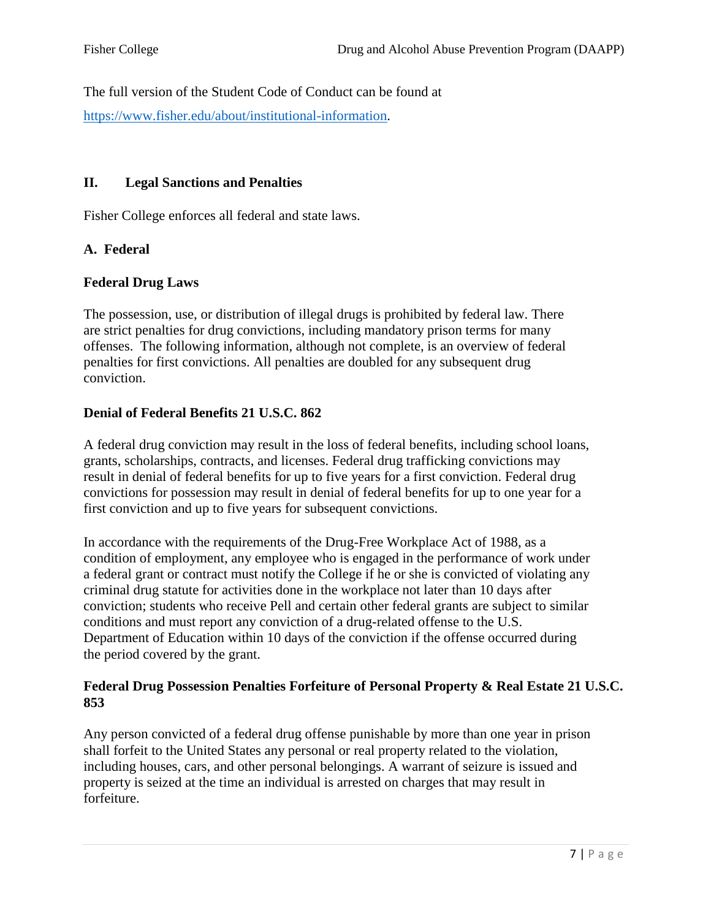The full version of the Student Code of Conduct can be found at

https://www.fisher.edu/about/institutional-information.

## II. Legal Sanctions and Penalties

Fisher College enforces all federal and state laws.

### A. Federal

#### Federal Drug Laws

The possession, use, or distribution of illegal drugs is prohibited by federal law. There are strict penalties for drug convictions, including mandatory prison terms for many offenses. The following information, although not complete, is an overview of federal penalties for first convictions. All penalties are doubled for any subsequent drug conviction.

#### Denial of Federal Benefits 21 U.S.C. 862

A federal drug conviction may result in the loss of federal benefits, including school loans, grants, scholarships, contracts, and licenses. Federal drug trafficking convictions may result in denial of federal benefits for up to five years for a first conviction. Federal drug convictions for possession may result in denial of federal benefits for up to one year for a first conviction and up to five years for subsequent convictions.

In accordance with the requirements of the Drug-Free Workplace Act of 1988, as a condition of employment, any employee who is engaged in the performance of work under a federal grant or contract must notify the College if he or she is convicted of violating any criminal drug statute for activities done in the workplace not later than 10 days after conviction; students who receive Pell and certain other federal grants are subject to similar conditions and must report any conviction of a drug-related offense to the U.S. Department of Education within 10 days of the conviction if the offense occurred during the period covered by the grant.

#### Federal Drug Possession Penalties Forfeiture of Personal Property & Real Estate 21 U.S.C. 853

Any person convicted of a federal drug offense punishable by more than one year in prison shall forfeit to the United States any personal or real property related to the violation, including houses, cars, and other personal belongings. A warrant of seizure is issued and property is seized at the time an individual is arrested on charges that may result in forfeiture.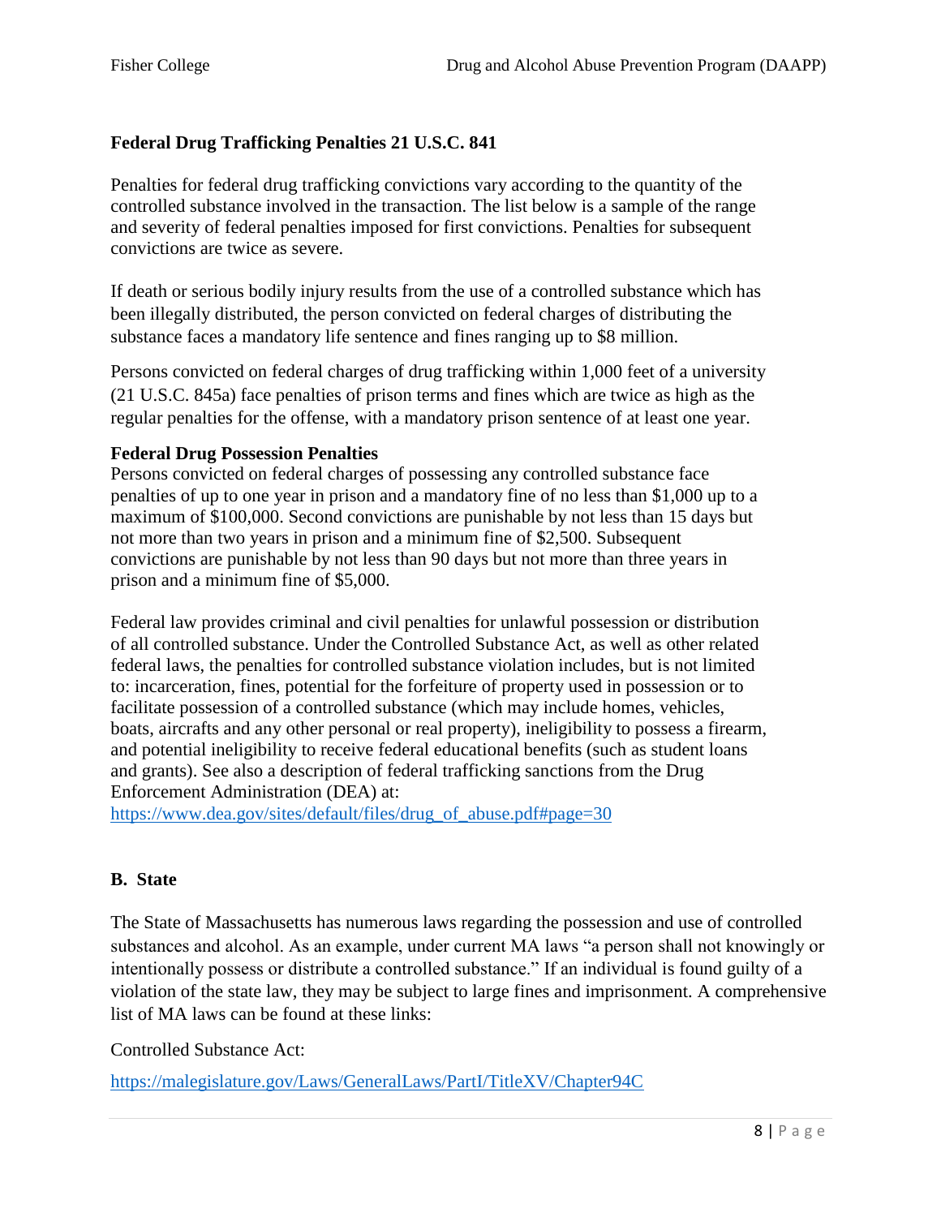### Federal Drug Trafficking Penalties 21 U.S.C. 841

Penalties for federal drug trafficking convictions vary according to the quantity of the controlled substance involved in the transaction. The list below is a sample of the range and severity of federal penalties imposed for first convictions. Penalties for subsequent convictions are twice as severe.

If death or serious bodily injury results from the use of a controlled substance which has been illegally distributed, the person convicted on federal charges of distributing the substance faces a mandatory life sentence and fines ranging up to $8 million.

Persons convicted on federal charges of drug trafficking within 1,000 feet of a university (21 U.S.C. 845a) face penalties of prison terms and fines which are twice as high as the regular penalties for the offense, with a mandatory prison sentence of at least one year.

**Federal Drug Possession Penalties**

Persons convicted on federal charges of possessing any controlled substance face penalties of up to one year in prison and a mandatory fine of no less than $1,000 up to a maximum of $100,000. Second convictions are punishable by not less than 15 days but not more than two years in prison and a minimum fine of $2,500. Subsequent convictions are punishable by not less than 90 days but not more than three years in prison and a minimum fine of $5,000.

Federal law provides criminal and civil penalties for unlawful possession or distribution of all controlled substance. Under the Controlled Substance Act, as well as other related federal laws, the penalties for controlled substance violation includes, but is not limited to: incarceration, fines, potential for the forfeiture of property used in possession or to facilitate possession of a controlled substance (which may include homes, vehicles, boats, aircrafts and any other personal or real property), ineligibility to possess a firearm, and potential ineligibility to receive federal educational benefits (such as student loans and grants). See also a description of federal trafficking sanctions from the Drug Enforcement Administration (DEA) at:
https://www.dea.gov/sites/default/files/drug_of_abuse.pdf#page=30

### B. State

The State of Massachusetts has numerous laws regarding the possession and use of controlled substances and alcohol. As an example, under current MA laws "a person shall not knowingly or intentionally possess or distribute a controlled substance." If an individual is found guilty of a violation of the state law, they may be subject to large fines and imprisonment. A comprehensive list of MA laws can be found at these links:

Controlled Substance Act:

https://malegislature.gov/Laws/GeneralLaws/PartI/TitleXV/Chapter94C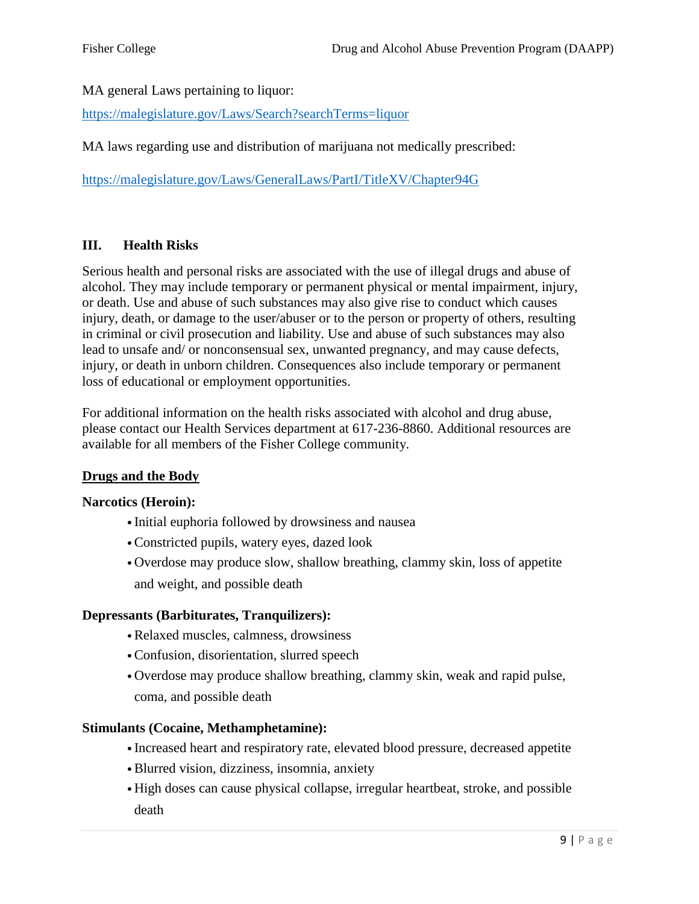MA general Laws pertaining to liquor:

https://malegislature.gov/Laws/Search?searchTerms=liquor

MA laws regarding use and distribution of marijuana not medically prescribed:

https://malegislature.gov/Laws/GeneralLaws/PartI/TitleXV/Chapter94G

## III. Health Risks

Serious health and personal risks are associated with the use of illegal drugs and abuse of alcohol. They may include temporary or permanent physical or mental impairment, injury, or death. Use and abuse of such substances may also give rise to conduct which causes injury, death, or damage to the user/abuser or to the person or property of others, resulting in criminal or civil prosecution and liability. Use and abuse of such substances may also lead to unsafe and/ or nonconsensual sex, unwanted pregnancy, and may cause defects, injury, or death in unborn children. Consequences also include temporary or permanent loss of educational or employment opportunities.

For additional information on the health risks associated with alcohol and drug abuse, please contact our Health Services department at 617-236-8860. Additional resources are available for all members of the Fisher College community.

### Drugs and the Body

**Narcotics (Heroin):**

- Initial euphoria followed by drowsiness and nausea
- Constricted pupils, watery eyes, dazed look
- Overdose may produce slow, shallow breathing, clammy skin, loss of appetite and weight, and possible death

**Depressants (Barbiturates, Tranquilizers):**

- Relaxed muscles, calmness, drowsiness
- Confusion, disorientation, slurred speech
- Overdose may produce shallow breathing, clammy skin, weak and rapid pulse, coma, and possible death

**Stimulants (Cocaine, Methamphetamine):**

- Increased heart and respiratory rate, elevated blood pressure, decreased appetite
- Blurred vision, dizziness, insomnia, anxiety
- High doses can cause physical collapse, irregular heartbeat, stroke, and possible death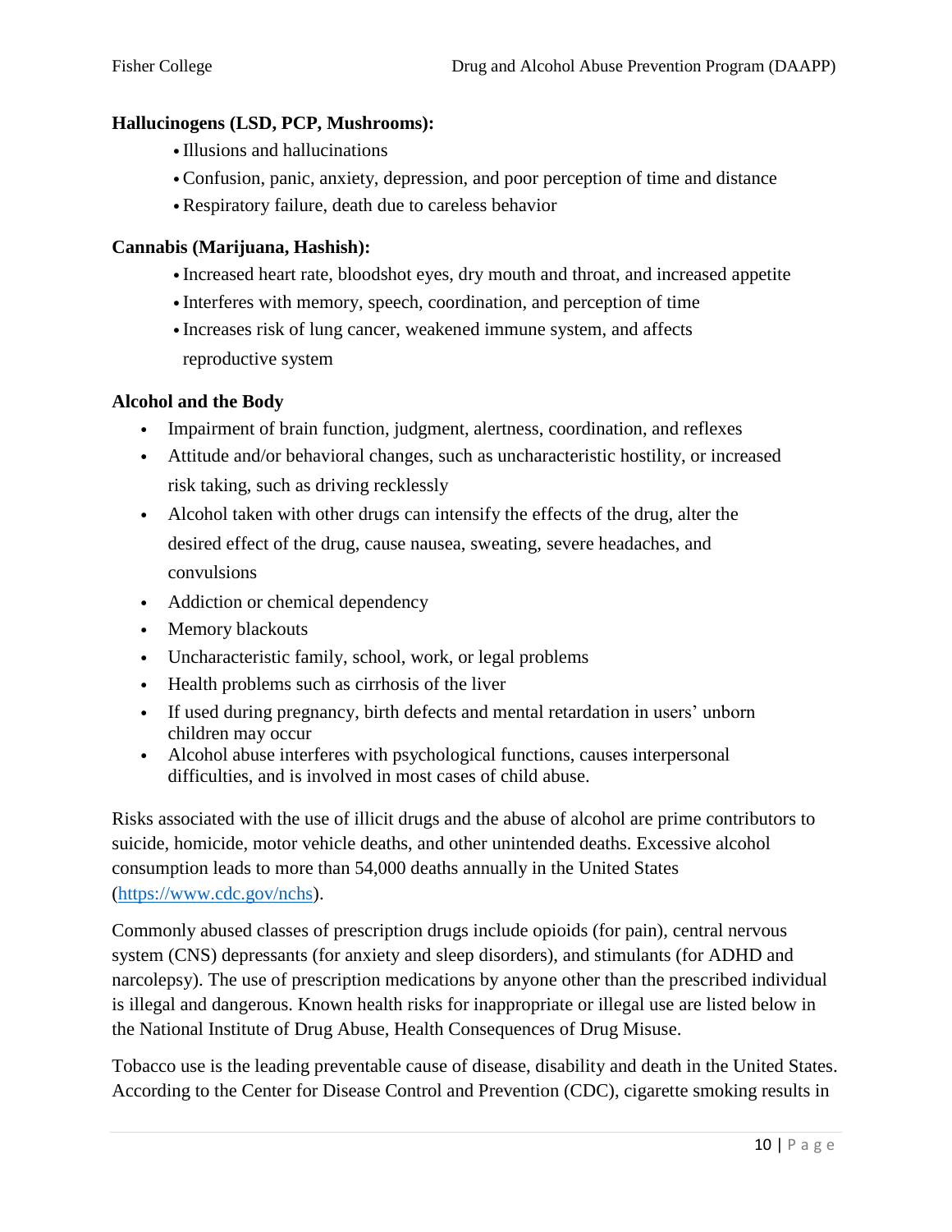**Hallucinogens (LSD, PCP, Mushrooms):**

- Illusions and hallucinations
- Confusion, panic, anxiety, depression, and poor perception of time and distance
- Respiratory failure, death due to careless behavior

**Cannabis (Marijuana, Hashish):**

- Increased heart rate, bloodshot eyes, dry mouth and throat, and increased appetite
- Interferes with memory, speech, coordination, and perception of time
- Increases risk of lung cancer, weakened immune system, and affects reproductive system

**Alcohol and the Body**

- Impairment of brain function, judgment, alertness, coordination, and reflexes
- Attitude and/or behavioral changes, such as uncharacteristic hostility, or increased risk taking, such as driving recklessly
- Alcohol taken with other drugs can intensify the effects of the drug, alter the desired effect of the drug, cause nausea, sweating, severe headaches, and convulsions
- Addiction or chemical dependency
- Memory blackouts
- Uncharacteristic family, school, work, or legal problems
- Health problems such as cirrhosis of the liver
- If used during pregnancy, birth defects and mental retardation in users' unborn children may occur
- Alcohol abuse interferes with psychological functions, causes interpersonal difficulties, and is involved in most cases of child abuse.

Risks associated with the use of illicit drugs and the abuse of alcohol are prime contributors to suicide, homicide, motor vehicle deaths, and other unintended deaths. Excessive alcohol consumption leads to more than 54,000 deaths annually in the United States (https://www.cdc.gov/nchs).

Commonly abused classes of prescription drugs include opioids (for pain), central nervous system (CNS) depressants (for anxiety and sleep disorders), and stimulants (for ADHD and narcolepsy). The use of prescription medications by anyone other than the prescribed individual is illegal and dangerous. Known health risks for inappropriate or illegal use are listed below in the National Institute of Drug Abuse, Health Consequences of Drug Misuse.

Tobacco use is the leading preventable cause of disease, disability and death in the United States. According to the Center for Disease Control and Prevention (CDC), cigarette smoking results in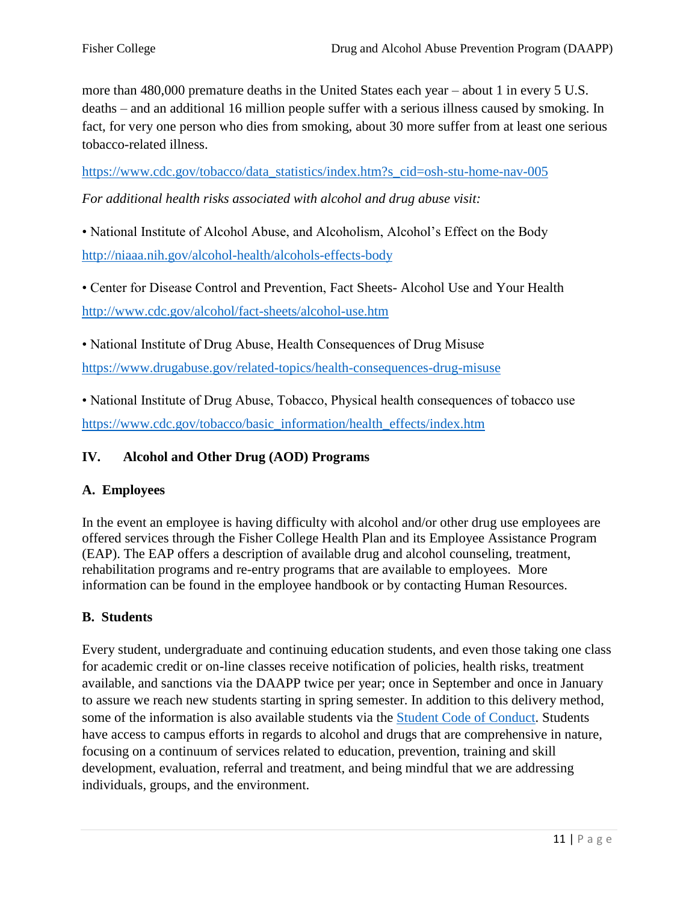more than 480,000 premature deaths in the United States each year – about 1 in every 5 U.S. deaths – and an additional 16 million people suffer with a serious illness caused by smoking. In fact, for very one person who dies from smoking, about 30 more suffer from at least one serious tobacco-related illness.

https://www.cdc.gov/tobacco/data_statistics/index.htm?s_cid=osh-stu-home-nav-005

*For additional health risks associated with alcohol and drug abuse visit:*

• National Institute of Alcohol Abuse, and Alcoholism, Alcohol's Effect on the Body
http://niaaa.nih.gov/alcohol-health/alcohols-effects-body

• Center for Disease Control and Prevention, Fact Sheets- Alcohol Use and Your Health
http://www.cdc.gov/alcohol/fact-sheets/alcohol-use.htm

• National Institute of Drug Abuse, Health Consequences of Drug Misuse
https://www.drugabuse.gov/related-topics/health-consequences-drug-misuse

• National Institute of Drug Abuse, Tobacco, Physical health consequences of tobacco use
https://www.cdc.gov/tobacco/basic_information/health_effects/index.htm

## IV. Alcohol and Other Drug (AOD) Programs

### A. Employees

In the event an employee is having difficulty with alcohol and/or other drug use employees are offered services through the Fisher College Health Plan and its Employee Assistance Program (EAP). The EAP offers a description of available drug and alcohol counseling, treatment, rehabilitation programs and re-entry programs that are available to employees. More information can be found in the employee handbook or by contacting Human Resources.

### B. Students

Every student, undergraduate and continuing education students, and even those taking one class for academic credit or on-line classes receive notification of policies, health risks, treatment available, and sanctions via the DAAPP twice per year; once in September and once in January to assure we reach new students starting in spring semester. In addition to this delivery method, some of the information is also available students via the Student Code of Conduct. Students have access to campus efforts in regards to alcohol and drugs that are comprehensive in nature, focusing on a continuum of services related to education, prevention, training and skill development, evaluation, referral and treatment, and being mindful that we are addressing individuals, groups, and the environment.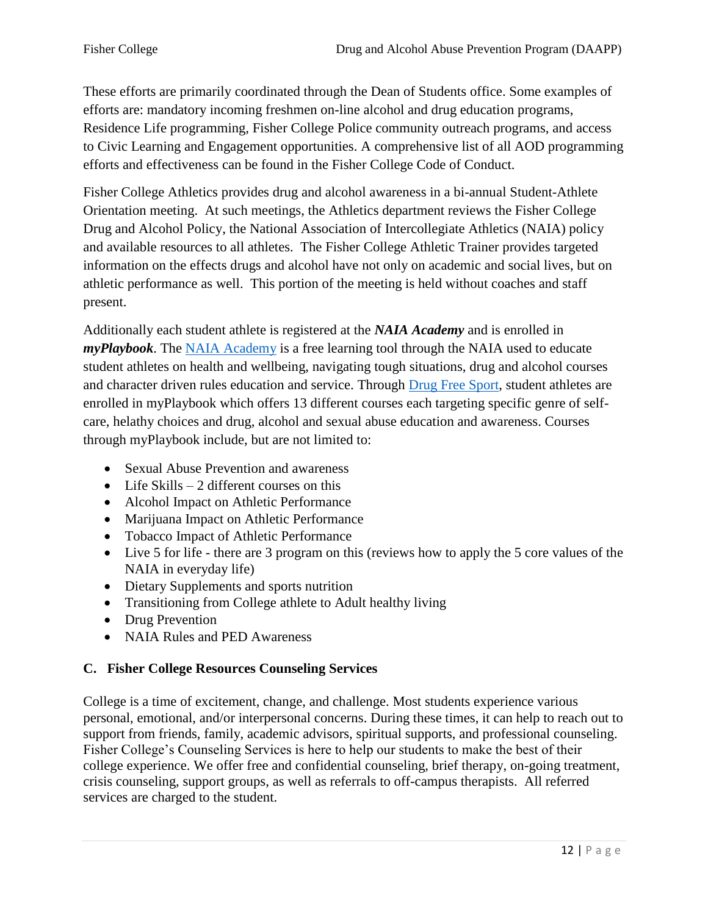These efforts are primarily coordinated through the Dean of Students office. Some examples of efforts are: mandatory incoming freshmen on-line alcohol and drug education programs, Residence Life programming, Fisher College Police community outreach programs, and access to Civic Learning and Engagement opportunities. A comprehensive list of all AOD programming efforts and effectiveness can be found in the Fisher College Code of Conduct.

Fisher College Athletics provides drug and alcohol awareness in a bi-annual Student-Athlete Orientation meeting. At such meetings, the Athletics department reviews the Fisher College Drug and Alcohol Policy, the National Association of Intercollegiate Athletics (NAIA) policy and available resources to all athletes. The Fisher College Athletic Trainer provides targeted information on the effects drugs and alcohol have not only on academic and social lives, but on athletic performance as well. This portion of the meeting is held without coaches and staff present.

Additionally each student athlete is registered at the ***NAIA Academy*** and is enrolled in ***myPlaybook***. The NAIA Academy is a free learning tool through the NAIA used to educate student athletes on health and wellbeing, navigating tough situations, drug and alcohol courses and character driven rules education and service. Through Drug Free Sport, student athletes are enrolled in myPlaybook which offers 13 different courses each targeting specific genre of self-care, helathy choices and drug, alcohol and sexual abuse education and awareness. Courses through myPlaybook include, but are not limited to:

- Sexual Abuse Prevention and awareness
- Life Skills – 2 different courses on this
- Alcohol Impact on Athletic Performance
- Marijuana Impact on Athletic Performance
- Tobacco Impact of Athletic Performance
- Live 5 for life - there are 3 program on this (reviews how to apply the 5 core values of the NAIA in everyday life)
- Dietary Supplements and sports nutrition
- Transitioning from College athlete to Adult healthy living
- Drug Prevention
- NAIA Rules and PED Awareness

### C. Fisher College Resources Counseling Services

College is a time of excitement, change, and challenge. Most students experience various personal, emotional, and/or interpersonal concerns. During these times, it can help to reach out to support from friends, family, academic advisors, spiritual supports, and professional counseling. Fisher College's Counseling Services is here to help our students to make the best of their college experience. We offer free and confidential counseling, brief therapy, on-going treatment, crisis counseling, support groups, as well as referrals to off-campus therapists. All referred services are charged to the student.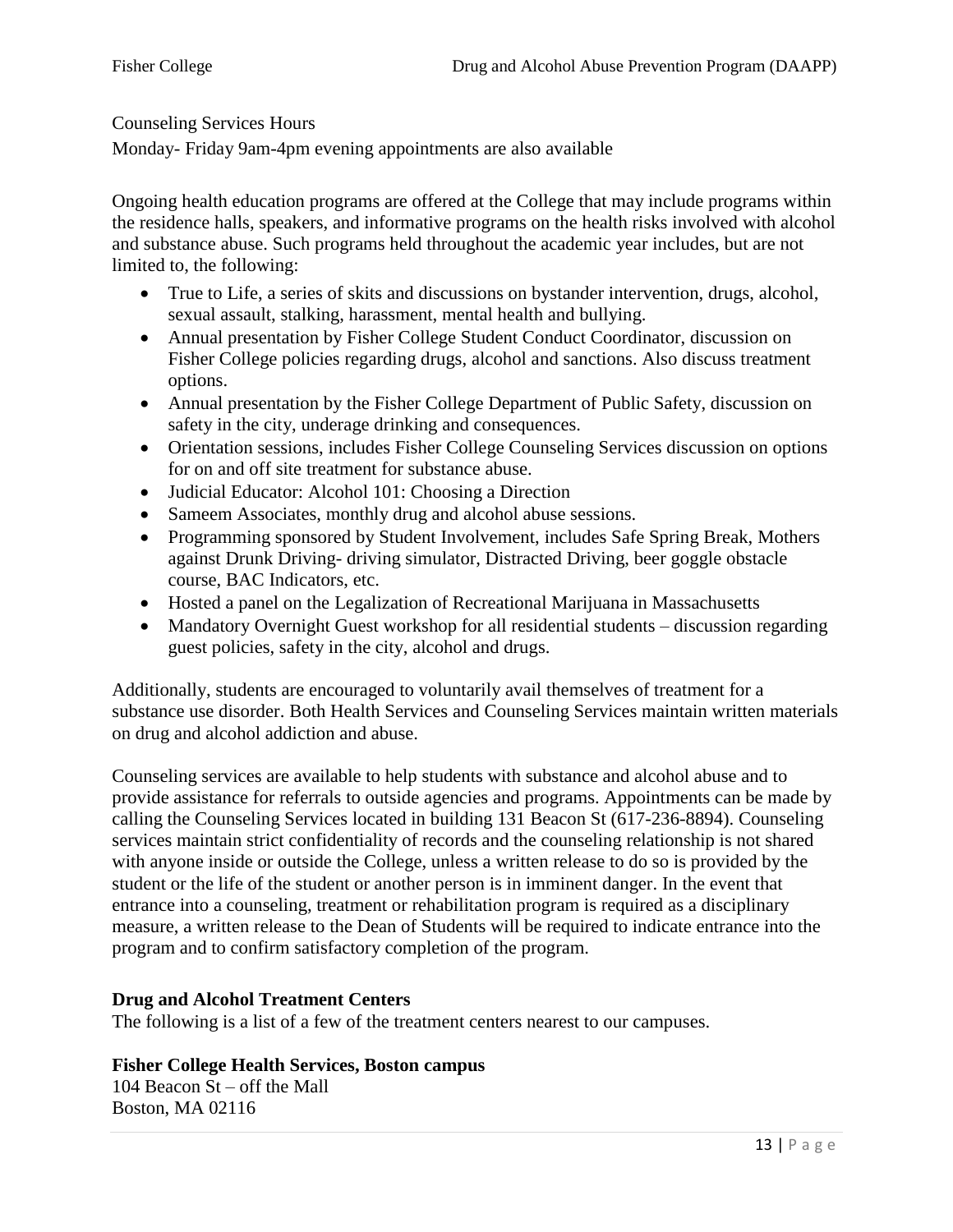Counseling Services Hours

Monday- Friday 9am-4pm evening appointments are also available

Ongoing health education programs are offered at the College that may include programs within the residence halls, speakers, and informative programs on the health risks involved with alcohol and substance abuse. Such programs held throughout the academic year includes, but are not limited to, the following:

- True to Life, a series of skits and discussions on bystander intervention, drugs, alcohol, sexual assault, stalking, harassment, mental health and bullying.
- Annual presentation by Fisher College Student Conduct Coordinator, discussion on Fisher College policies regarding drugs, alcohol and sanctions. Also discuss treatment options.
- Annual presentation by the Fisher College Department of Public Safety, discussion on safety in the city, underage drinking and consequences.
- Orientation sessions, includes Fisher College Counseling Services discussion on options for on and off site treatment for substance abuse.
- Judicial Educator: Alcohol 101: Choosing a Direction
- Sameem Associates, monthly drug and alcohol abuse sessions.
- Programming sponsored by Student Involvement, includes Safe Spring Break, Mothers against Drunk Driving- driving simulator, Distracted Driving, beer goggle obstacle course, BAC Indicators, etc.
- Hosted a panel on the Legalization of Recreational Marijuana in Massachusetts
- Mandatory Overnight Guest workshop for all residential students – discussion regarding guest policies, safety in the city, alcohol and drugs.

Additionally, students are encouraged to voluntarily avail themselves of treatment for a substance use disorder. Both Health Services and Counseling Services maintain written materials on drug and alcohol addiction and abuse.

Counseling services are available to help students with substance and alcohol abuse and to provide assistance for referrals to outside agencies and programs. Appointments can be made by calling the Counseling Services located in building 131 Beacon St (617-236-8894). Counseling services maintain strict confidentiality of records and the counseling relationship is not shared with anyone inside or outside the College, unless a written release to do so is provided by the student or the life of the student or another person is in imminent danger. In the event that entrance into a counseling, treatment or rehabilitation program is required as a disciplinary measure, a written release to the Dean of Students will be required to indicate entrance into the program and to confirm satisfactory completion of the program.

**Drug and Alcohol Treatment Centers**

The following is a list of a few of the treatment centers nearest to our campuses.

**Fisher College Health Services, Boston campus**

104 Beacon St – off the Mall
Boston, MA 02116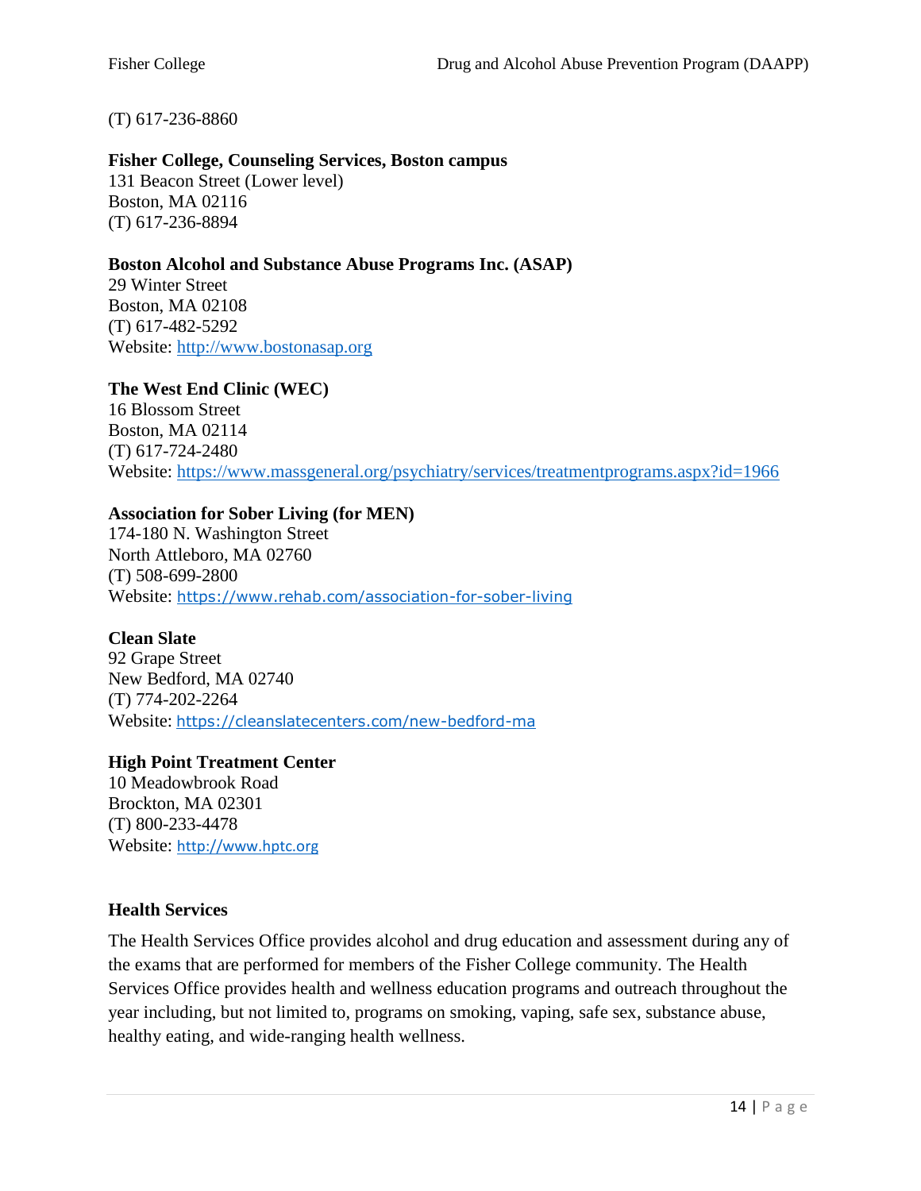(T) 617-236-8860

**Fisher College, Counseling Services, Boston campus**
131 Beacon Street (Lower level)
Boston, MA 02116
(T) 617-236-8894

**Boston Alcohol and Substance Abuse Programs Inc. (ASAP)**
29 Winter Street
Boston, MA 02108
(T) 617-482-5292
Website: http://www.bostonasap.org

**The West End Clinic (WEC)**
16 Blossom Street
Boston, MA 02114
(T) 617-724-2480
Website: https://www.massgeneral.org/psychiatry/services/treatmentprograms.aspx?id=1966

**Association for Sober Living (for MEN)**
174-180 N. Washington Street
North Attleboro, MA 02760
(T) 508-699-2800
Website: https://www.rehab.com/association-for-sober-living

**Clean Slate**
92 Grape Street
New Bedford, MA 02740
(T) 774-202-2264
Website: https://cleanslatecenters.com/new-bedford-ma

**High Point Treatment Center**
10 Meadowbrook Road
Brockton, MA 02301
(T) 800-233-4478
Website: http://www.hptc.org

**Health Services**

The Health Services Office provides alcohol and drug education and assessment during any of the exams that are performed for members of the Fisher College community. The Health Services Office provides health and wellness education programs and outreach throughout the year including, but not limited to, programs on smoking, vaping, safe sex, substance abuse, healthy eating, and wide-ranging health wellness.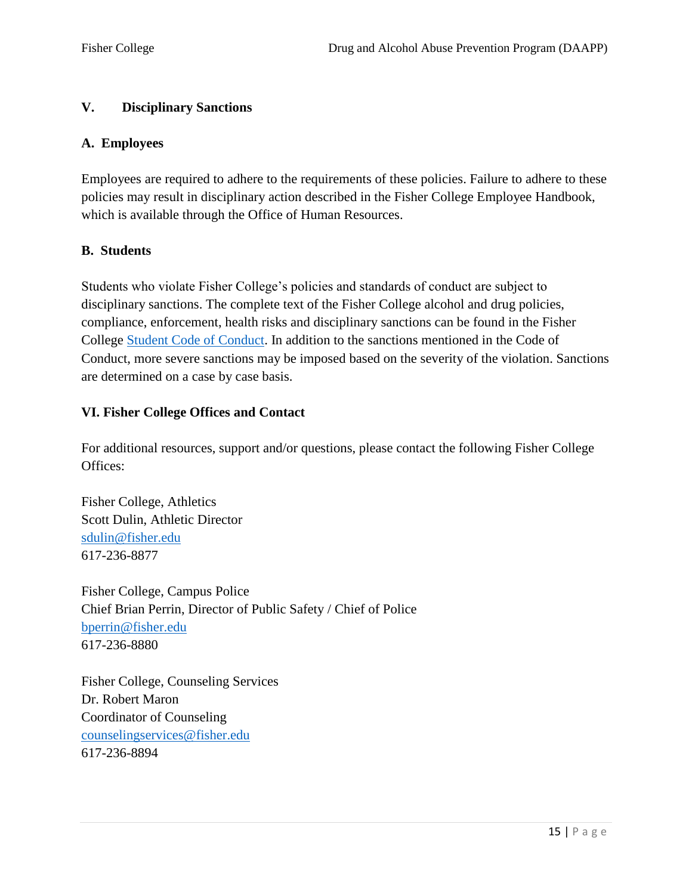## V. Disciplinary Sanctions

### A. Employees

Employees are required to adhere to the requirements of these policies. Failure to adhere to these policies may result in disciplinary action described in the Fisher College Employee Handbook, which is available through the Office of Human Resources.

### B. Students

Students who violate Fisher College's policies and standards of conduct are subject to disciplinary sanctions. The complete text of the Fisher College alcohol and drug policies, compliance, enforcement, health risks and disciplinary sanctions can be found in the Fisher College Student Code of Conduct. In addition to the sanctions mentioned in the Code of Conduct, more severe sanctions may be imposed based on the severity of the violation. Sanctions are determined on a case by case basis.

## VI. Fisher College Offices and Contact

For additional resources, support and/or questions, please contact the following Fisher College Offices:

Fisher College, Athletics
Scott Dulin, Athletic Director
sdulin@fisher.edu
617-236-8877

Fisher College, Campus Police
Chief Brian Perrin, Director of Public Safety / Chief of Police
bperrin@fisher.edu
617-236-8880

Fisher College, Counseling Services
Dr. Robert Maron
Coordinator of Counseling
counselingservices@fisher.edu
617-236-8894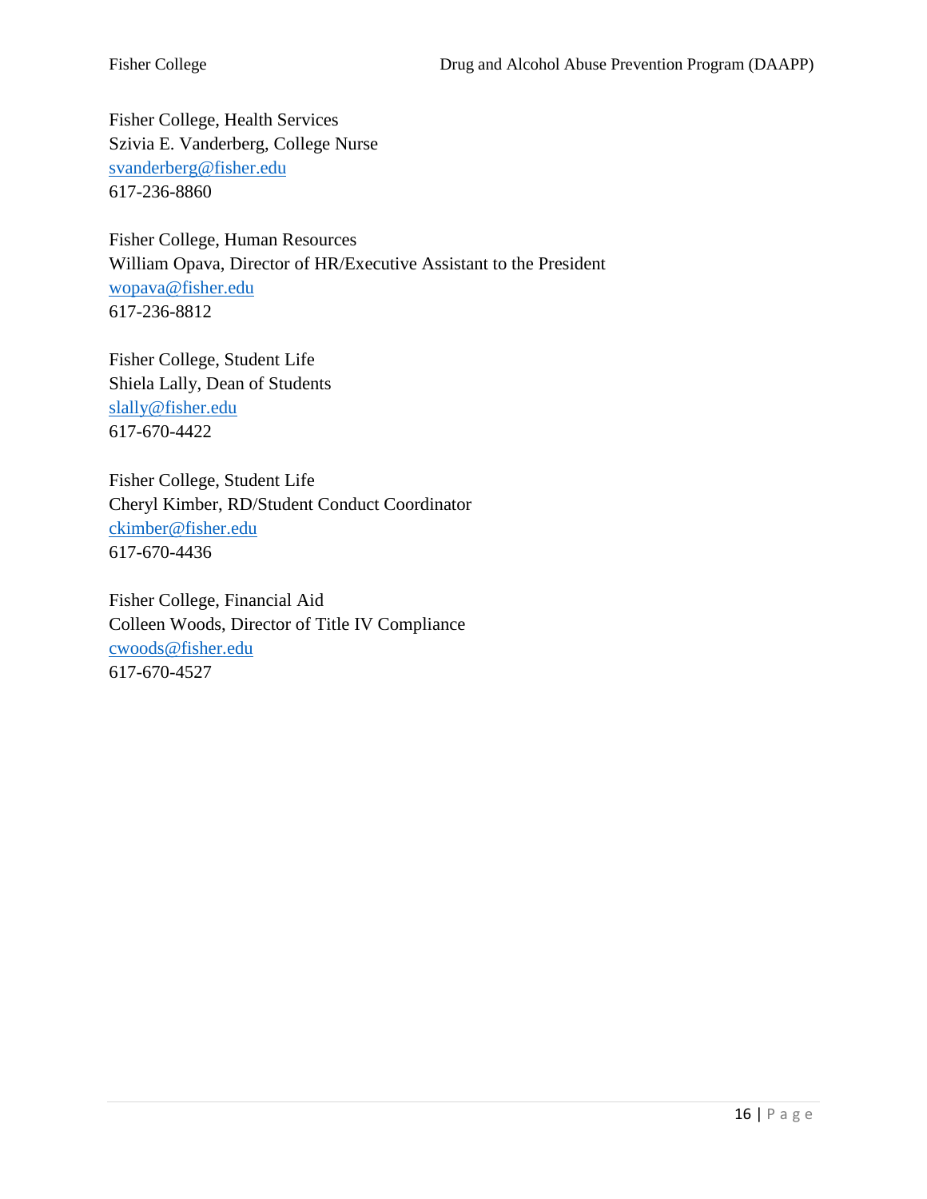Fisher College, Health Services
Szivia E. Vanderberg, College Nurse
svanderberg@fisher.edu
617-236-8860

Fisher College, Human Resources
William Opava, Director of HR/Executive Assistant to the President
wopava@fisher.edu
617-236-8812

Fisher College, Student Life
Shiela Lally, Dean of Students
slally@fisher.edu
617-670-4422

Fisher College, Student Life
Cheryl Kimber, RD/Student Conduct Coordinator
ckimber@fisher.edu
617-670-4436

Fisher College, Financial Aid
Colleen Woods, Director of Title IV Compliance
cwoods@fisher.edu
617-670-4527